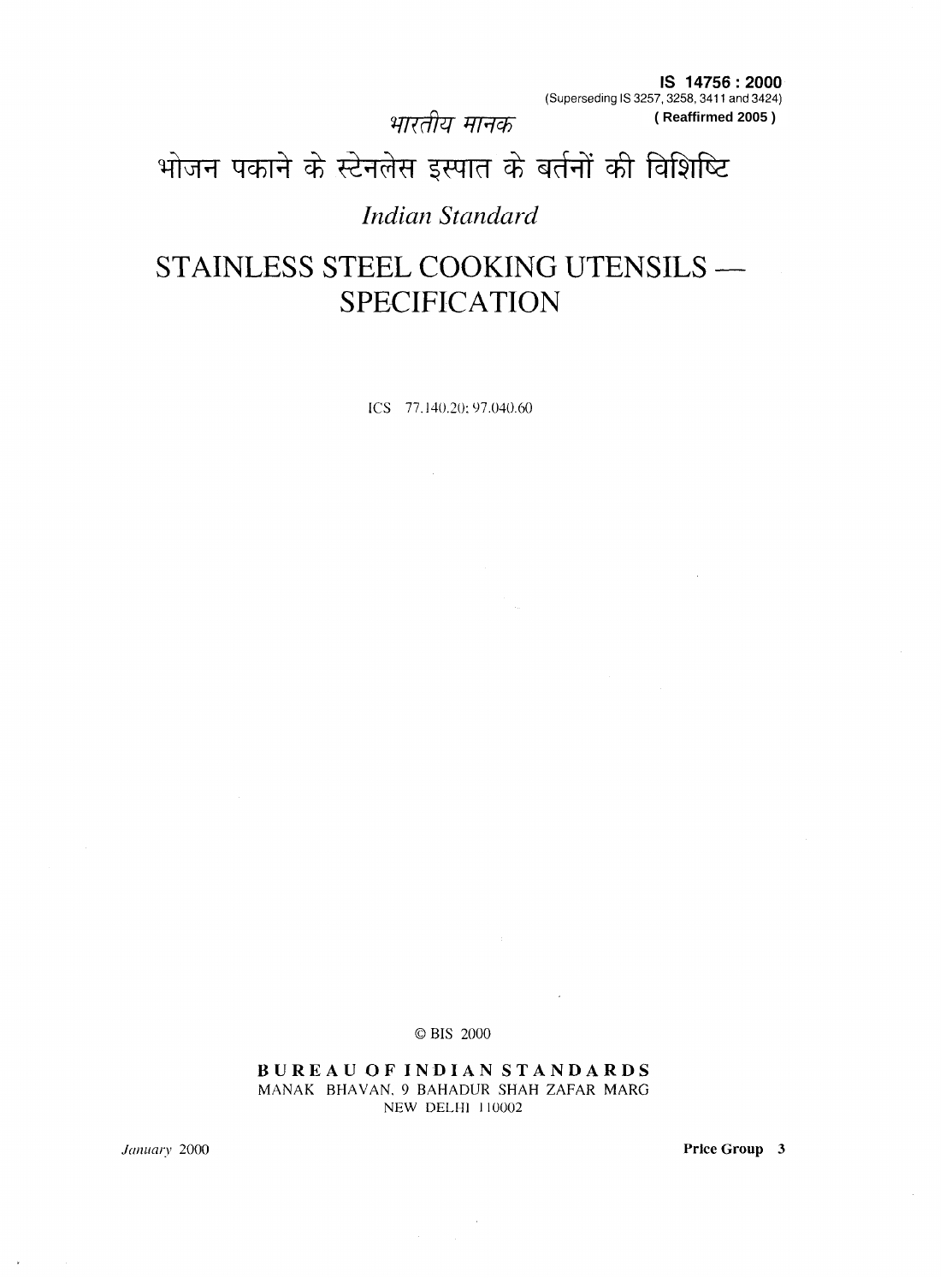**IS 14756 : 2000**
(Superseding IS 3257, 3258, 3411 and 3424)
**( Reaffirmed 2005 )**

*भारतीय मानक*

# भोजन पकाने के स्टेनलेस इस्पात के बर्तनों की विशिष्टि

*Indian Standard*

# STAINLESS STEEL COOKING UTENSILS — SPECIFICATION

ICS 77.140.20; 97.040.60

© BIS 2000

**BUREAU OF INDIAN STANDARDS**
MANAK BHAVAN, 9 BAHADUR SHAH ZAFAR MARG
NEW DELHI 110002

*January* 2000

**Price Group 3**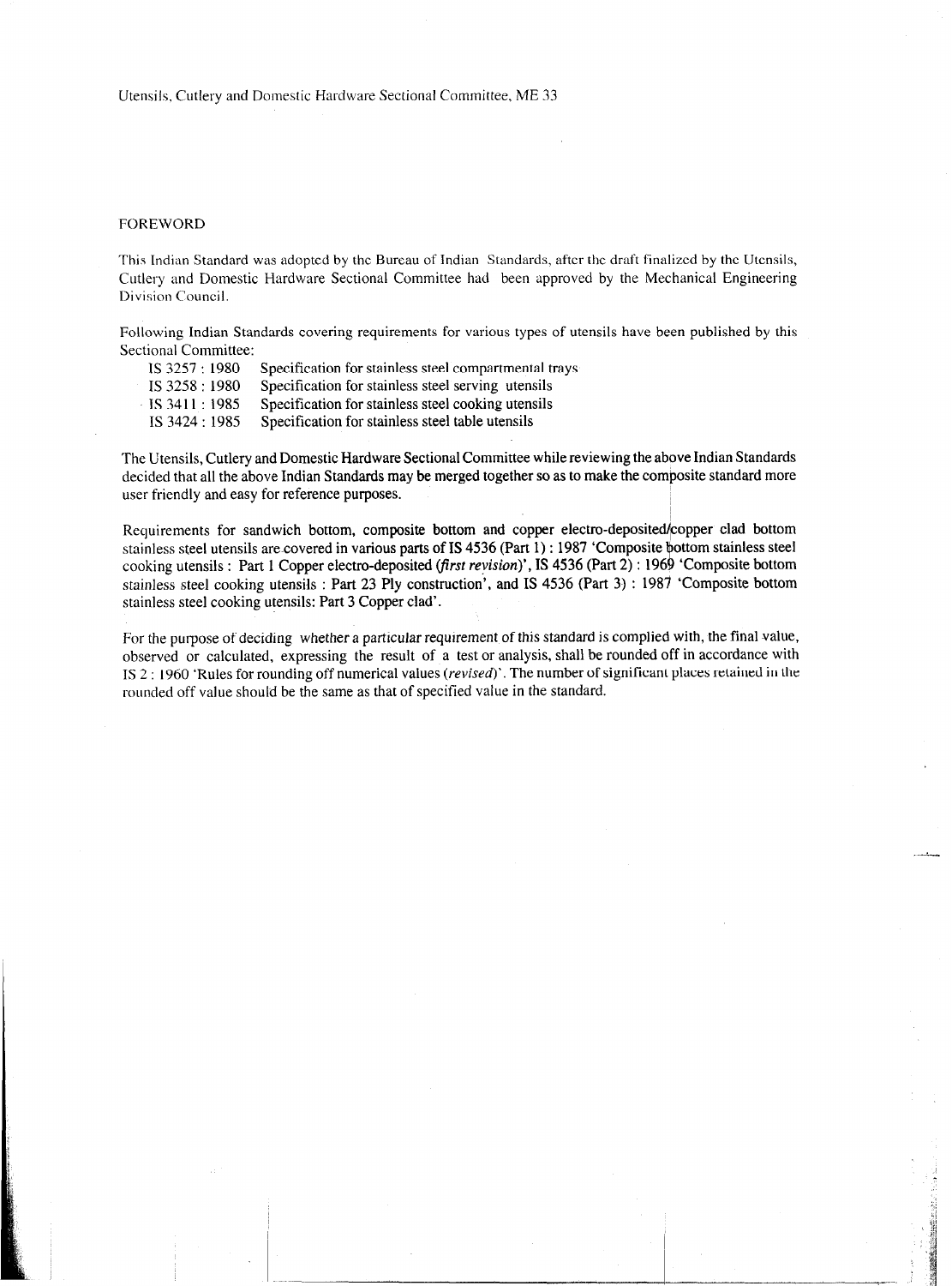Utensils, Cutlery and Domestic Hardware Sectional Committee, ME 33

## FOREWORD

This Indian Standard was adopted by the Bureau of Indian Standards, after the draft finalized by the Utensils, Cutlery and Domestic Hardware Sectional Committee had been approved by the Mechanical Engineering Division Council.

Following Indian Standards covering requirements for various types of utensils have been published by this Sectional Committee:

| | |
|---|---|
| IS 3257 : 1980 | Specification for stainless steel compartmental trays |
| IS 3258 : 1980 | Specification for stainless steel serving utensils |
| IS 3411 : 1985 | Specification for stainless steel cooking utensils |
| IS 3424 : 1985 | Specification for stainless steel table utensils |

The Utensils, Cutlery and Domestic Hardware Sectional Committee while reviewing the above Indian Standards decided that all the above Indian Standards may be merged together so as to make the composite standard more user friendly and easy for reference purposes.

Requirements for sandwich bottom, composite bottom and copper electro-deposited/copper clad bottom stainless steel utensils are covered in various parts of IS 4536 (Part 1) : 1987 'Composite bottom stainless steel cooking utensils : Part 1 Copper electro-deposited (*first revision*)', IS 4536 (Part 2) : 1969 'Composite bottom stainless steel cooking utensils : Part 23 Ply construction', and IS 4536 (Part 3) : 1987 'Composite bottom stainless steel cooking utensils: Part 3 Copper clad'.

For the purpose of deciding whether a particular requirement of this standard is complied with, the final value, observed or calculated, expressing the result of a test or analysis, shall be rounded off in accordance with IS 2 : 1960 'Rules for rounding off numerical values (*revised*)'. The number of significant places retained in the rounded off value should be the same as that of specified value in the standard.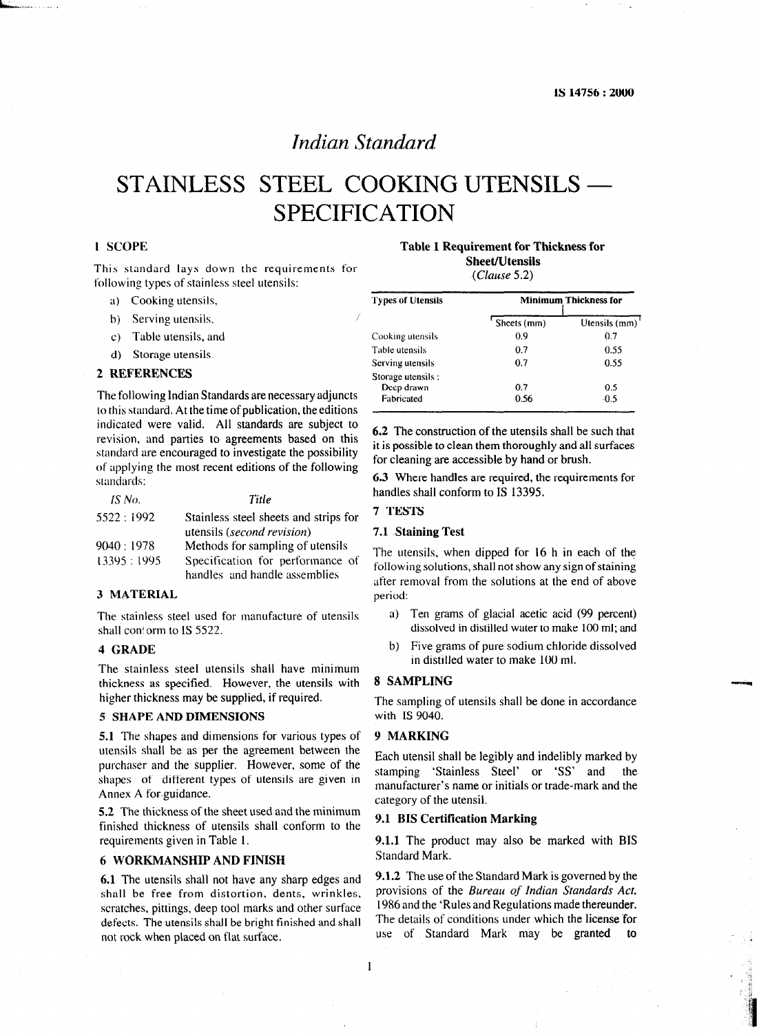# Indian Standard

# STAINLESS STEEL COOKING UTENSILS — SPECIFICATION

## 1 SCOPE

This standard lays down the requirements for following types of stainless steel utensils:

a) Cooking utensils,

b) Serving utensils,

c) Table utensils, and

d) Storage utensils.

## 2 REFERENCES

The following Indian Standards are necessary adjuncts to this standard. At the time of publication, the editions indicated were valid. All standards are subject to revision, and parties to agreements based on this standard are encouraged to investigate the possibility of applying the most recent editions of the following standards:

| *IS No.* | *Title* |
|---|---|
| 5522 : 1992 | Stainless steel sheets and strips for utensils (*second revision*) |
| 9040 : 1978 | Methods for sampling of utensils |
| 13395 : 1995 | Specification for performance of handles and handle assemblies |

## 3 MATERIAL

The stainless steel used for manufacture of utensils shall conform to IS 5522.

## 4 GRADE

The stainless steel utensils shall have minimum thickness as specified. However, the utensils with higher thickness may be supplied, if required.

## 5 SHAPE AND DIMENSIONS

**5.1** The shapes and dimensions for various types of utensils shall be as per the agreement between the purchaser and the supplier. However, some of the shapes of different types of utensils are given in Annex A for guidance.

**5.2** The thickness of the sheet used and the minimum finished thickness of utensils shall conform to the requirements given in Table 1.

## 6 WORKMANSHIP AND FINISH

**6.1** The utensils shall not have any sharp edges and shall be free from distortion, dents, wrinkles, scratches, pittings, deep tool marks and other surface defects. The utensils shall be bright finished and shall not rock when placed on flat surface.

**Table 1 Requirement for Thickness for Sheet/Utensils**

(*Clause* 5.2)

| Types of Utensils | Minimum Thickness for | |
|---|---|---|
| | Sheets (mm) | Utensils (mm) |
| Cooking utensils | 0.9 | 0.7 |
| Table utensils | 0.7 | 0.55 |
| Serving utensils | 0.7 | 0.55 |
| Storage utensils : | | |
| Deep drawn | 0.7 | 0.5 |
| Fabricated | 0.56 | 0.5 |

**6.2** The construction of the utensils shall be such that it is possible to clean them thoroughly and all surfaces for cleaning are accessible by hand or brush.

**6.3** Where handles are required, the requirements for handles shall conform to IS 13395.

## 7 TESTS

### 7.1 Staining Test

The utensils, when dipped for 16 h in each of the following solutions, shall not show any sign of staining after removal from the solutions at the end of above period:

a) Ten grams of glacial acetic acid (99 percent) dissolved in distilled water to make 100 ml; and

b) Five grams of pure sodium chloride dissolved in distilled water to make 100 ml.

## 8 SAMPLING

The sampling of utensils shall be done in accordance with IS 9040.

## 9 MARKING

Each utensil shall be legibly and indelibly marked by stamping 'Stainless Steel' or 'SS' and the manufacturer's name or initials or trade-mark and the category of the utensil.

### 9.1 BIS Certification Marking

**9.1.1** The product may also be marked with BIS Standard Mark.

**9.1.2** The use of the Standard Mark is governed by the provisions of the *Bureau of Indian Standards Act*, 1986 and the 'Rules and Regulations made thereunder. The details of conditions under which the license for use of Standard Mark may be granted to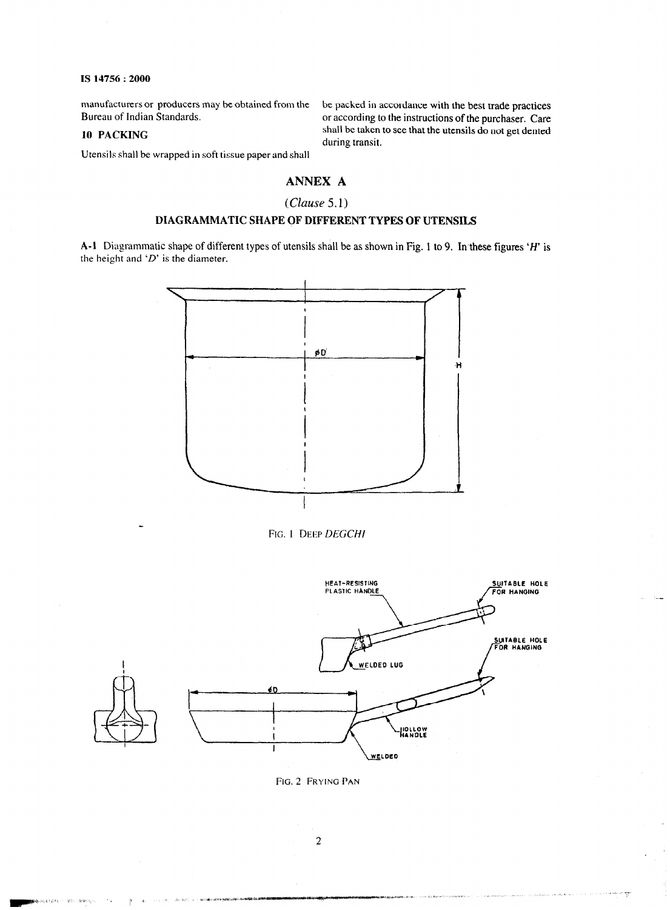manufacturers or producers may be obtained from the Bureau of Indian Standards.

## 10 PACKING

Utensils shall be wrapped in soft tissue paper and shall be packed in accordance with the best trade practices or according to the instructions of the purchaser. Care shall be taken to see that the utensils do not get dented during transit.

# ANNEX A

### (*Clause* 5.1)

### DIAGRAMMATIC SHAPE OF DIFFERENT TYPES OF UTENSILS

**A-1** Diagrammatic shape of different types of utensils shall be as shown in Fig. 1 to 9. In these figures '*H*' is the height and '*D*' is the diameter.

FIG. 1 DEEP *DEGCHI*

FIG. 2 FRYING PAN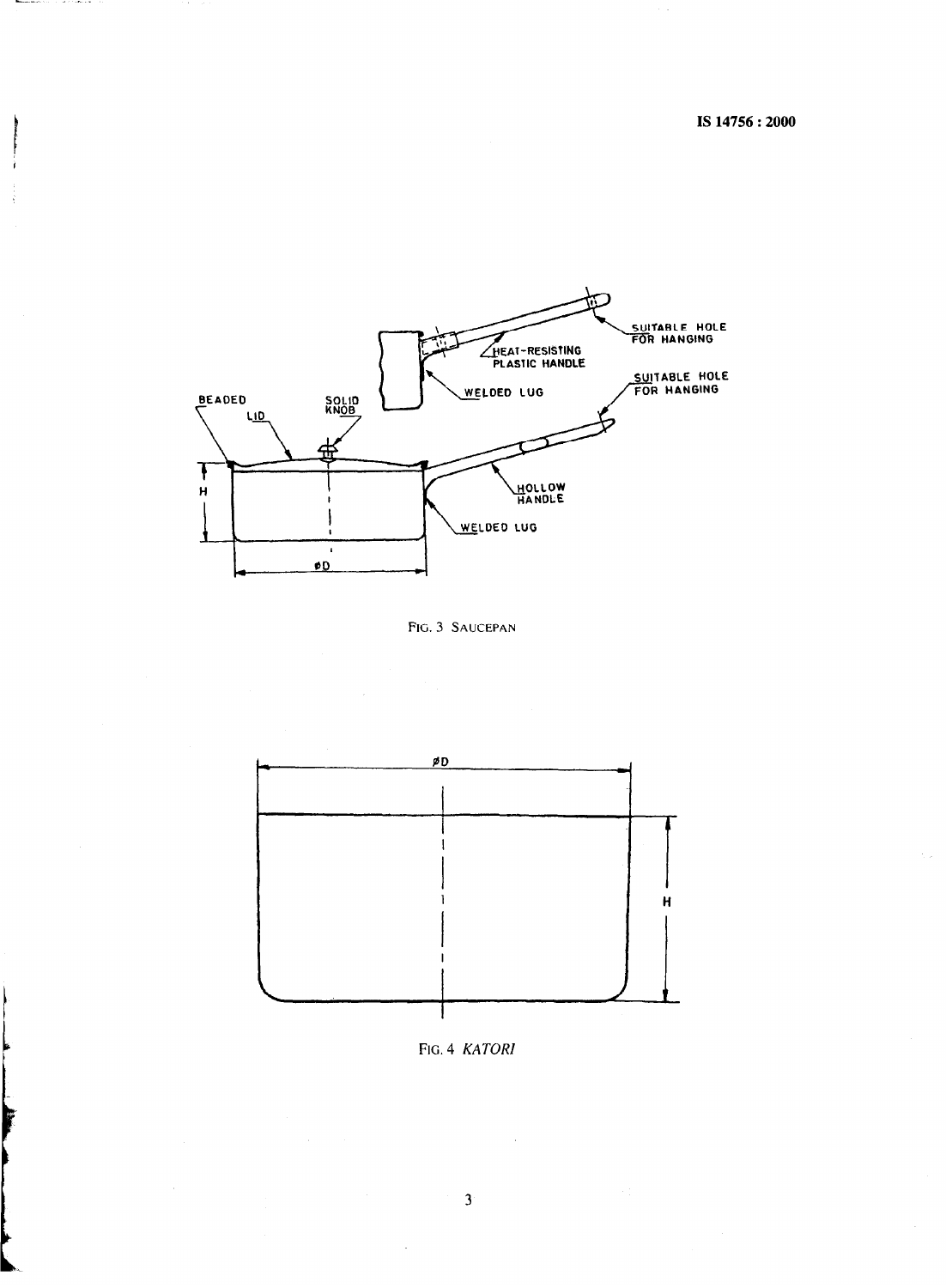FIG. 3 SAUCEPAN

FIG. 4 *KATORI*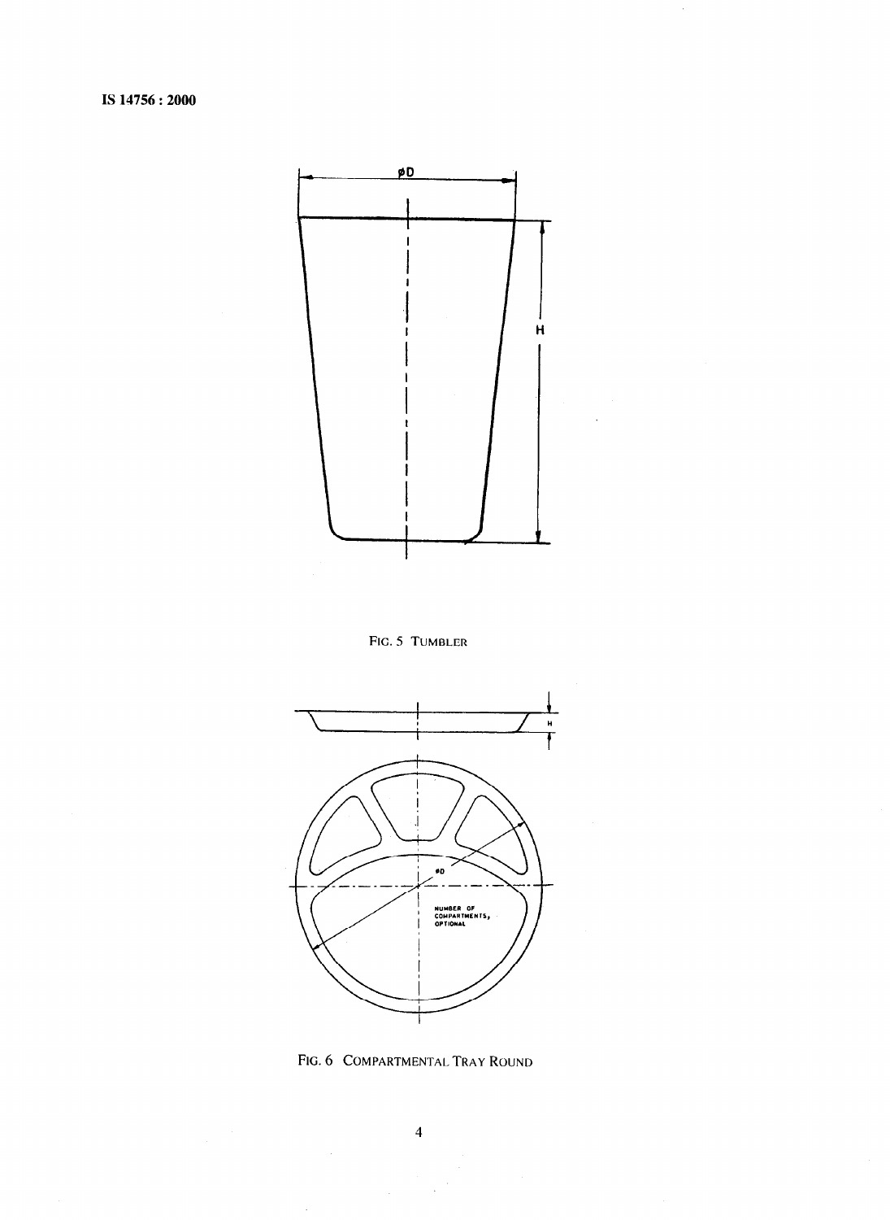FIG. 5 TUMBLER

FIG. 6 COMPARTMENTAL TRAY ROUND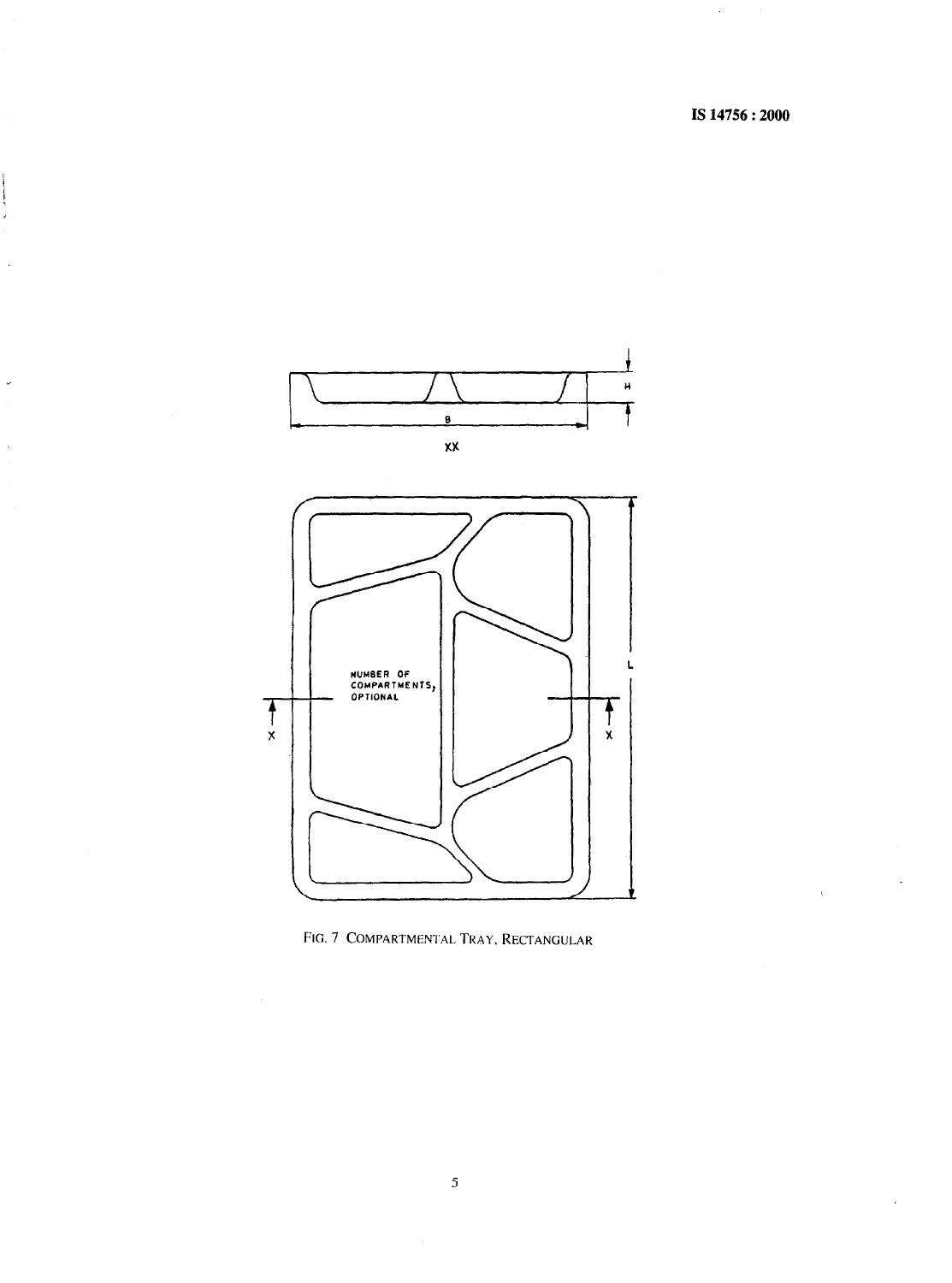FIG. 7 COMPARTMENTAL TRAY, RECTANGULAR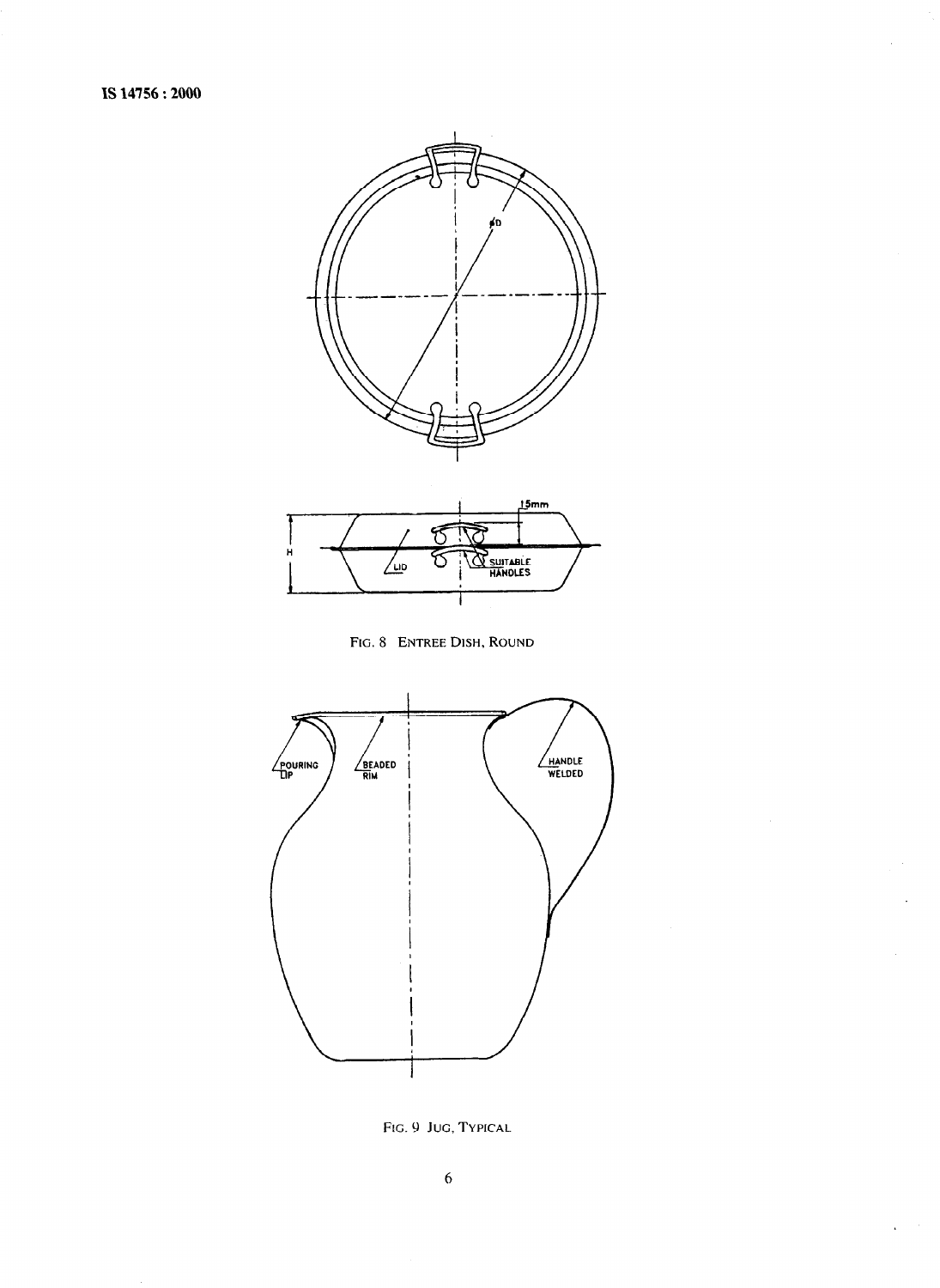FIG. 8 ENTREE DISH, ROUND

FIG. 9 JUG, TYPICAL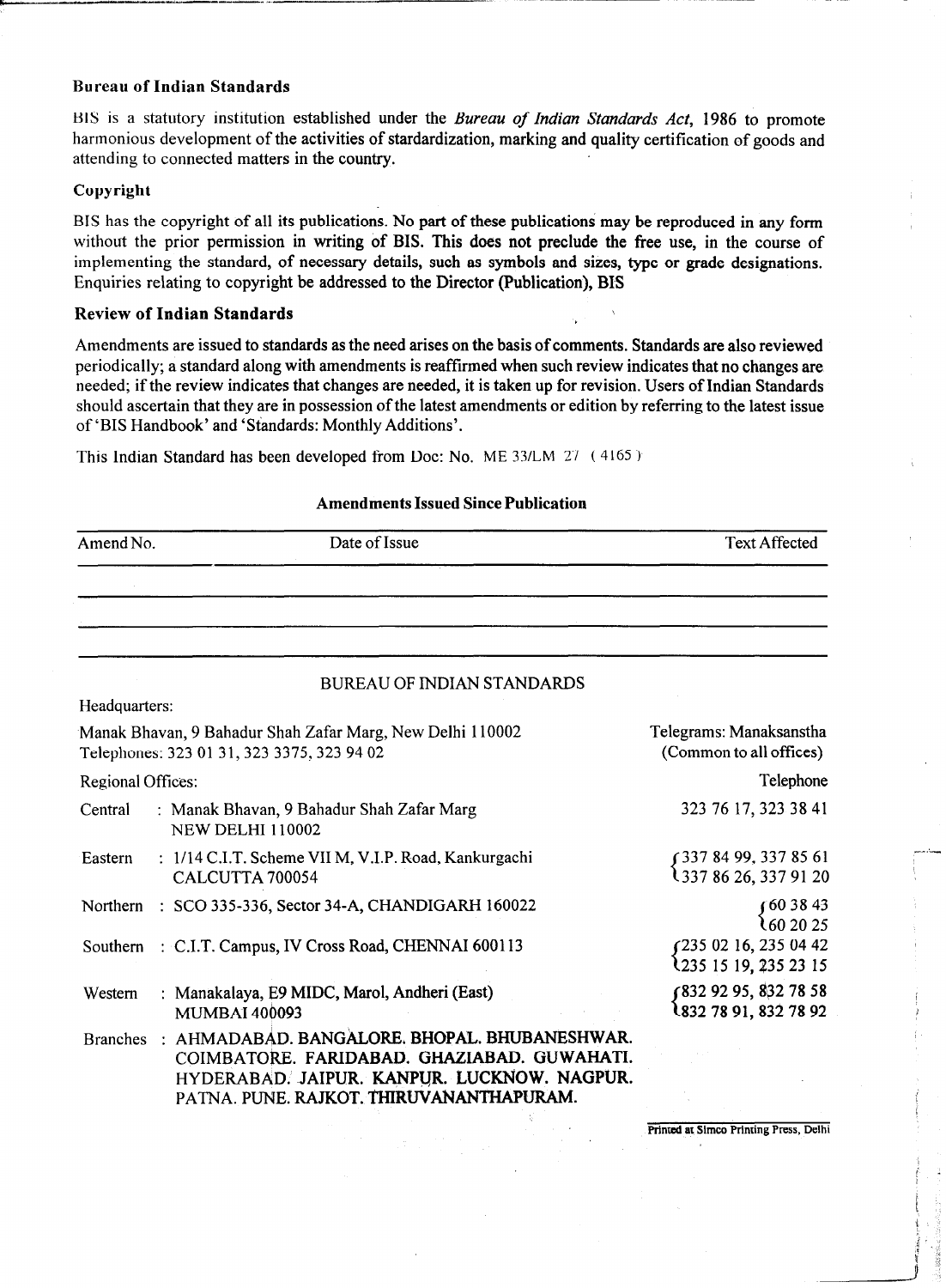## Bureau of Indian Standards

BIS is a statutory institution established under the *Bureau of Indian Standards Act*, 1986 to promote harmonious development of the activities of stardardization, marking and quality certification of goods and attending to connected matters in the country.

## Copyright

BIS has the copyright of all its publications. No part of these publications may be reproduced in any form without the prior permission in writing of BIS. This does not preclude the free use, in the course of implementing the standard, of necessary details, such as symbols and sizes, type or grade designations. Enquiries relating to copyright be addressed to the Director (Publication), BIS

## Review of Indian Standards

Amendments are issued to standards as the need arises on the basis of comments. Standards are also reviewed periodically; a standard along with amendments is reaffirmed when such review indicates that no changes are needed; if the review indicates that changes are needed, it is taken up for revision. Users of Indian Standards should ascertain that they are in possession of the latest amendments or edition by referring to the latest issue of 'BIS Handbook' and 'Standards: Monthly Additions'.

This Indian Standard has been developed from Doc: No. ME 33/LM 27 (4165)

**Amendments Issued Since Publication**

| Amend No. | Date of Issue | Text Affected |
|---|---|---|
| | | |
| | | |
| | | |

BUREAU OF INDIAN STANDARDS

Headquarters:

Manak Bhavan, 9 Bahadur Shah Zafar Marg, New Delhi 110002
Telephones: 323 01 31, 323 3375, 323 94 02

Telegrams: Manaksanstha (Common to all offices)

| Regional Offices: | | Telephone |
|---|---|---|
| Central | : Manak Bhavan, 9 Bahadur Shah Zafar Marg NEW DELHI 110002 | 323 76 17, 323 38 41 |
| Eastern | : 1/14 C.I.T. Scheme VII M, V.I.P. Road, Kankurgachi CALCUTTA 700054 | 337 84 99, 337 85 61, 337 86 26, 337 91 20 |
| Northern | : SCO 335-336, Sector 34-A, CHANDIGARH 160022 | 60 38 43, 60 20 25 |
| Southern | : C.I.T. Campus, IV Cross Road, CHENNAI 600113 | 235 02 16, 235 04 42, 235 15 19, 235 23 15 |
| Western | : Manakalaya, E9 MIDC, Marol, Andheri (East) MUMBAI 400093 | 832 92 95, 832 78 58, 832 78 91, 832 78 92 |
| Branches | : AHMADABAD. BANGALORE. BHOPAL. BHUBANESHWAR. COIMBATORE. FARIDABAD. GHAZIABAD. GUWAHATI. HYDERABAD. JAIPUR. KANPUR. LUCKNOW. NAGPUR. PATNA. PUNE. RAJKOT. THIRUVANANTHAPURAM. | |

Printed at Simco Printing Press, Delhi